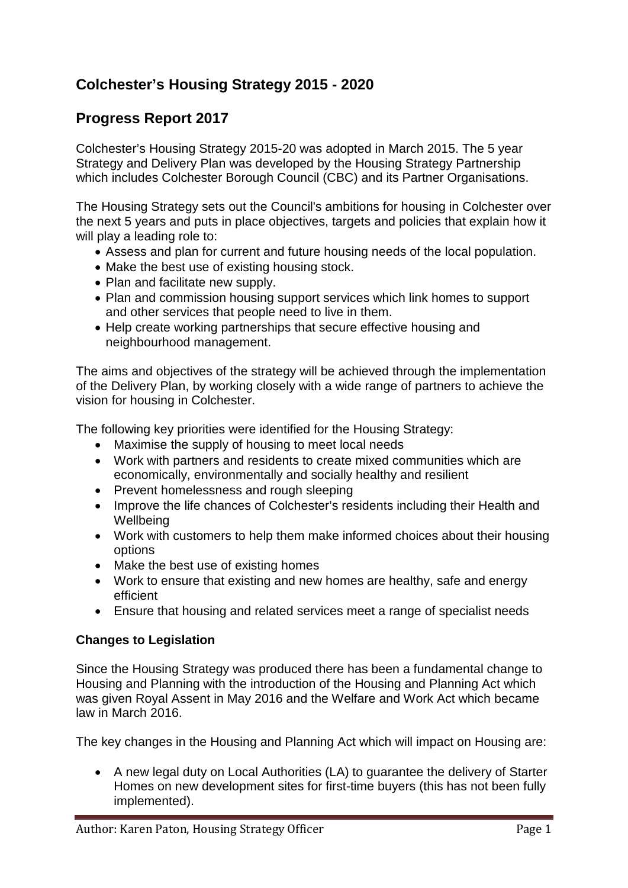# Colchester's Housing Strategy 2015 - 2020

## Progress Report 2017

Colchester's Housing Strategy 2015-20 was adopted in March 2015. The 5 year Strategy and Delivery Plan was developed by the Housing Strategy Partnership which includes Colchester Borough Council (CBC) and its Partner Organisations.

The Housing Strategy sets out the Council's ambitions for housing in Colchester over the next 5 years and puts in place objectives, targets and policies that explain how it will play a leading role to:

- Assess and plan for current and future housing needs of the local population.
- Make the best use of existing housing stock.
- Plan and facilitate new supply.
- Plan and commission housing support services which link homes to support and other services that people need to live in them.
- Help create working partnerships that secure effective housing and neighbourhood management.

The aims and objectives of the strategy will be achieved through the implementation of the Delivery Plan, by working closely with a wide range of partners to achieve the vision for housing in Colchester.

The following key priorities were identified for the Housing Strategy:

- Maximise the supply of housing to meet local needs
- Work with partners and residents to create mixed communities which are economically, environmentally and socially healthy and resilient
- Prevent homelessness and rough sleeping
- Improve the life chances of Colchester's residents including their Health and Wellbeing
- Work with customers to help them make informed choices about their housing options
- Make the best use of existing homes
- Work to ensure that existing and new homes are healthy, safe and energy efficient
- Ensure that housing and related services meet a range of specialist needs

**Changes to Legislation**

Since the Housing Strategy was produced there has been a fundamental change to Housing and Planning with the introduction of the Housing and Planning Act which was given Royal Assent in May 2016 and the Welfare and Work Act which became law in March 2016.

The key changes in the Housing and Planning Act which will impact on Housing are:

- A new legal duty on Local Authorities (LA) to guarantee the delivery of Starter Homes on new development sites for first-time buyers (this has not been fully implemented).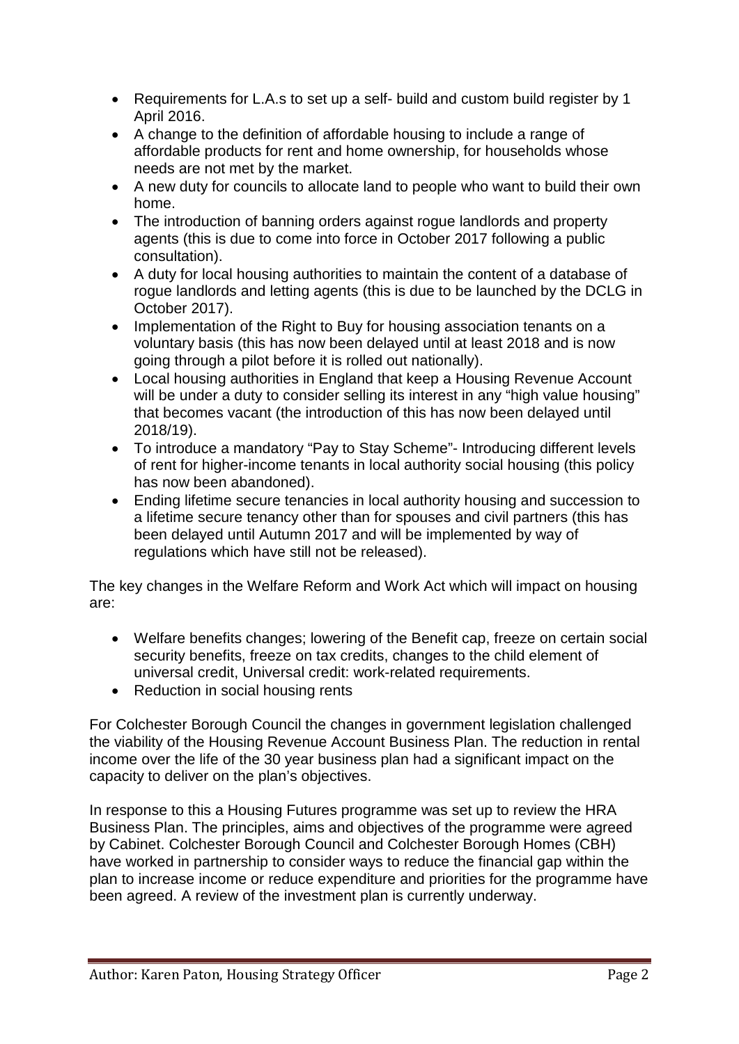- Requirements for L.A.s to set up a self- build and custom build register by 1 April 2016.
- A change to the definition of affordable housing to include a range of affordable products for rent and home ownership, for households whose needs are not met by the market.
- A new duty for councils to allocate land to people who want to build their own home.
- The introduction of banning orders against rogue landlords and property agents (this is due to come into force in October 2017 following a public consultation).
- A duty for local housing authorities to maintain the content of a database of rogue landlords and letting agents (this is due to be launched by the DCLG in October 2017).
- Implementation of the Right to Buy for housing association tenants on a voluntary basis (this has now been delayed until at least 2018 and is now going through a pilot before it is rolled out nationally).
- Local housing authorities in England that keep a Housing Revenue Account will be under a duty to consider selling its interest in any "high value housing" that becomes vacant (the introduction of this has now been delayed until 2018/19).
- To introduce a mandatory "Pay to Stay Scheme"- Introducing different levels of rent for higher-income tenants in local authority social housing (this policy has now been abandoned).
- Ending lifetime secure tenancies in local authority housing and succession to a lifetime secure tenancy other than for spouses and civil partners (this has been delayed until Autumn 2017 and will be implemented by way of regulations which have still not be released).

The key changes in the Welfare Reform and Work Act which will impact on housing are:

- Welfare benefits changes; lowering of the Benefit cap, freeze on certain social security benefits, freeze on tax credits, changes to the child element of universal credit, Universal credit: work-related requirements.
- Reduction in social housing rents

For Colchester Borough Council the changes in government legislation challenged the viability of the Housing Revenue Account Business Plan. The reduction in rental income over the life of the 30 year business plan had a significant impact on the capacity to deliver on the plan's objectives.

In response to this a Housing Futures programme was set up to review the HRA Business Plan. The principles, aims and objectives of the programme were agreed by Cabinet. Colchester Borough Council and Colchester Borough Homes (CBH) have worked in partnership to consider ways to reduce the financial gap within the plan to increase income or reduce expenditure and priorities for the programme have been agreed. A review of the investment plan is currently underway.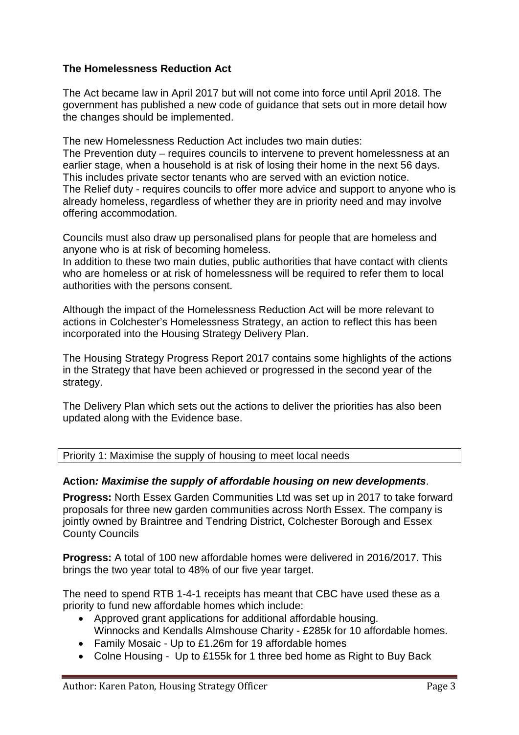**The Homelessness Reduction Act**

The Act became law in April 2017 but will not come into force until April 2018. The government has published a new code of guidance that sets out in more detail how the changes should be implemented.

The new Homelessness Reduction Act includes two main duties:
The Prevention duty – requires councils to intervene to prevent homelessness at an earlier stage, when a household is at risk of losing their home in the next 56 days. This includes private sector tenants who are served with an eviction notice.
The Relief duty - requires councils to offer more advice and support to anyone who is already homeless, regardless of whether they are in priority need and may involve offering accommodation.

Councils must also draw up personalised plans for people that are homeless and anyone who is at risk of becoming homeless.
In addition to these two main duties, public authorities that have contact with clients who are homeless or at risk of homelessness will be required to refer them to local authorities with the persons consent.

Although the impact of the Homelessness Reduction Act will be more relevant to actions in Colchester's Homelessness Strategy, an action to reflect this has been incorporated into the Housing Strategy Delivery Plan.

The Housing Strategy Progress Report 2017 contains some highlights of the actions in the Strategy that have been achieved or progressed in the second year of the strategy.

The Delivery Plan which sets out the actions to deliver the priorities has also been updated along with the Evidence base.

Priority 1: Maximise the supply of housing to meet local needs

**Action*: Maximise the supply of affordable housing on new developments***.

**Progress:** North Essex Garden Communities Ltd was set up in 2017 to take forward proposals for three new garden communities across North Essex. The company is jointly owned by Braintree and Tendring District, Colchester Borough and Essex County Councils

**Progress:** A total of 100 new affordable homes were delivered in 2016/2017. This brings the two year total to 48% of our five year target.

The need to spend RTB 1-4-1 receipts has meant that CBC have used these as a priority to fund new affordable homes which include:

- Approved grant applications for additional affordable housing.
  Winnocks and Kendalls Almshouse Charity - £285k for 10 affordable homes.
- Family Mosaic - Up to £1.26m for 19 affordable homes
- Colne Housing - Up to £155k for 1 three bed home as Right to Buy Back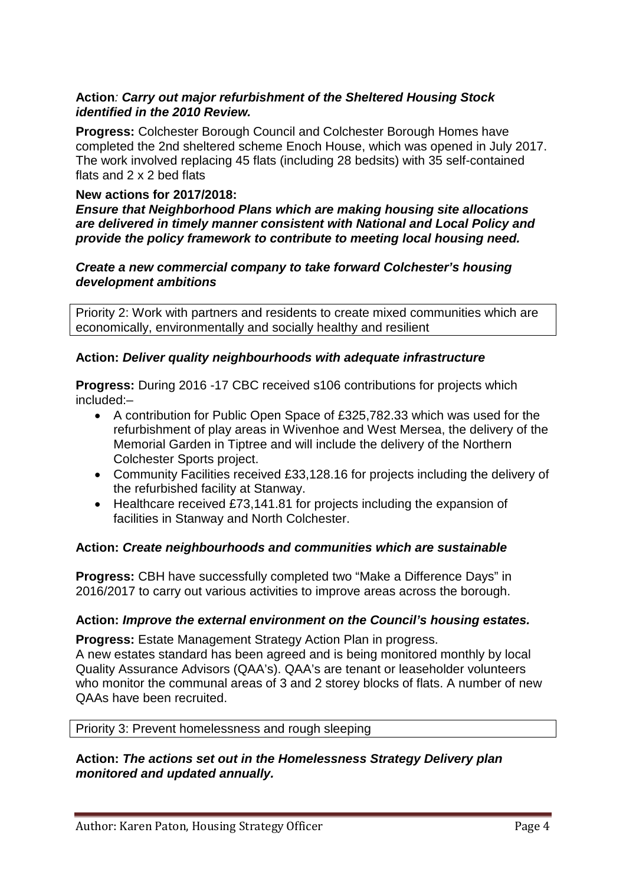**Action**: ***Carry out major refurbishment of the Sheltered Housing Stock identified in the 2010 Review.***

**Progress:** Colchester Borough Council and Colchester Borough Homes have completed the 2nd sheltered scheme Enoch House, which was opened in July 2017. The work involved replacing 45 flats (including 28 bedsits) with 35 self-contained flats and 2 x 2 bed flats

**New actions for 2017/2018:**

***Ensure that Neighborhood Plans which are making housing site allocations are delivered in timely manner consistent with National and Local Policy and provide the policy framework to contribute to meeting local housing need.***

***Create a new commercial company to take forward Colchester's housing development ambitions***

| Priority 2: Work with partners and residents to create mixed communities which are economically, environmentally and socially healthy and resilient |
|---|

**Action:** ***Deliver quality neighbourhoods with adequate infrastructure***

**Progress:** During 2016 -17 CBC received s106 contributions for projects which included:–

- A contribution for Public Open Space of £325,782.33 which was used for the refurbishment of play areas in Wivenhoe and West Mersea, the delivery of the Memorial Garden in Tiptree and will include the delivery of the Northern Colchester Sports project.
- Community Facilities received £33,128.16 for projects including the delivery of the refurbished facility at Stanway.
- Healthcare received £73,141.81 for projects including the expansion of facilities in Stanway and North Colchester.

**Action:** ***Create neighbourhoods and communities which are sustainable***

**Progress:** CBH have successfully completed two "Make a Difference Days" in 2016/2017 to carry out various activities to improve areas across the borough.

**Action:** ***Improve the external environment on the Council's housing estates.***

**Progress:** Estate Management Strategy Action Plan in progress.
A new estates standard has been agreed and is being monitored monthly by local Quality Assurance Advisors (QAA's). QAA's are tenant or leaseholder volunteers who monitor the communal areas of 3 and 2 storey blocks of flats. A number of new QAAs have been recruited.

| Priority 3: Prevent homelessness and rough sleeping |
|---|

**Action:** ***The actions set out in the Homelessness Strategy Delivery plan monitored and updated annually.***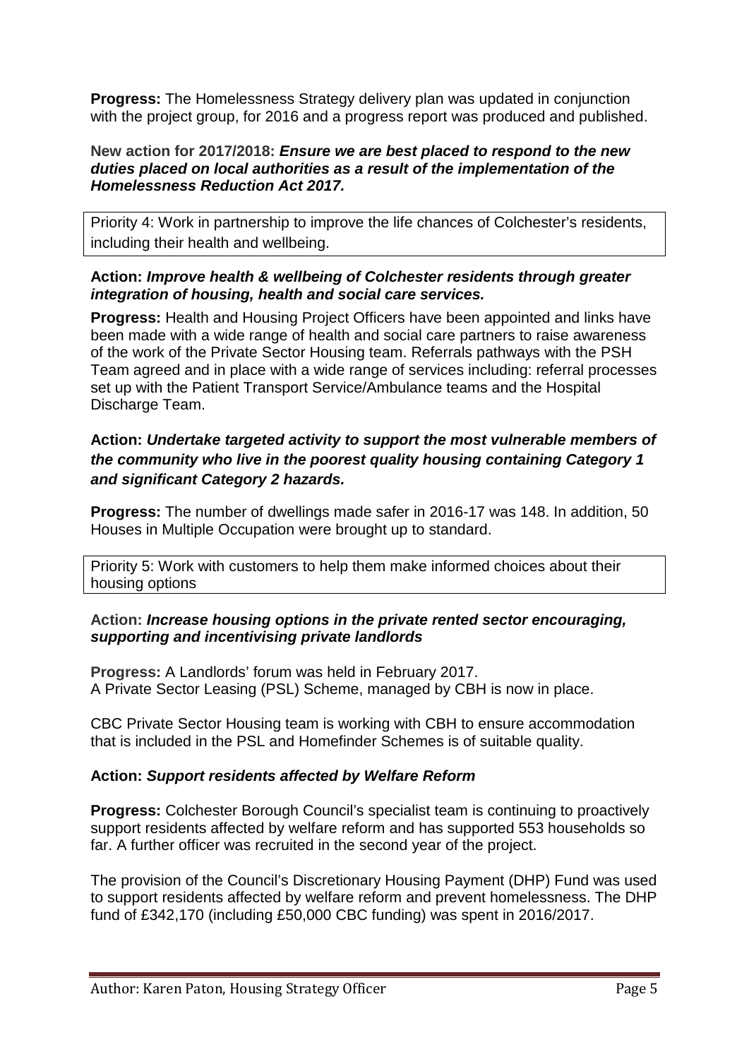**Progress:** The Homelessness Strategy delivery plan was updated in conjunction with the project group, for 2016 and a progress report was produced and published.

**New action for 2017/2018: *Ensure we are best placed to respond to the new duties placed on local authorities as a result of the implementation of the Homelessness Reduction Act 2017.***

Priority 4: Work in partnership to improve the life chances of Colchester's residents, including their health and wellbeing.

**Action: *Improve health & wellbeing of Colchester residents through greater integration of housing, health and social care services.***

**Progress:** Health and Housing Project Officers have been appointed and links have been made with a wide range of health and social care partners to raise awareness of the work of the Private Sector Housing team. Referrals pathways with the PSH Team agreed and in place with a wide range of services including: referral processes set up with the Patient Transport Service/Ambulance teams and the Hospital Discharge Team.

**Action: *Undertake targeted activity to support the most vulnerable members of the community who live in the poorest quality housing containing Category 1 and significant Category 2 hazards.***

**Progress:** The number of dwellings made safer in 2016-17 was 148. In addition, 50 Houses in Multiple Occupation were brought up to standard.

Priority 5: Work with customers to help them make informed choices about their housing options

**Action: *Increase housing options in the private rented sector encouraging, supporting and incentivising private landlords***

**Progress:** A Landlords' forum was held in February 2017.
A Private Sector Leasing (PSL) Scheme, managed by CBH is now in place.

CBC Private Sector Housing team is working with CBH to ensure accommodation that is included in the PSL and Homefinder Schemes is of suitable quality.

**Action: *Support residents affected by Welfare Reform***

**Progress:** Colchester Borough Council's specialist team is continuing to proactively support residents affected by welfare reform and has supported 553 households so far. A further officer was recruited in the second year of the project.

The provision of the Council's Discretionary Housing Payment (DHP) Fund was used to support residents affected by welfare reform and prevent homelessness. The DHP fund of £342,170 (including £50,000 CBC funding) was spent in 2016/2017.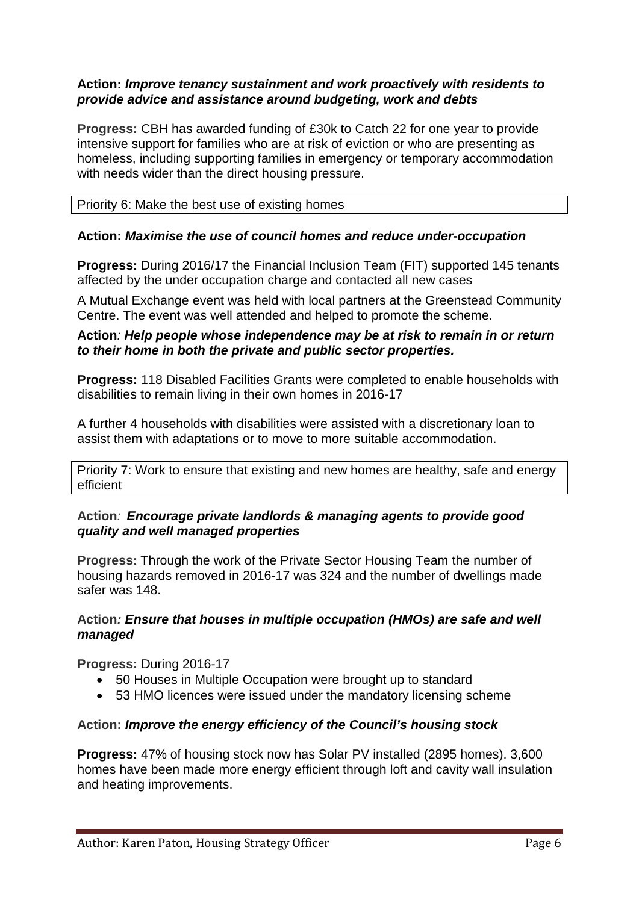**Action:** ***Improve tenancy sustainment and work proactively with residents to provide advice and assistance around budgeting, work and debts***

**Progress:** CBH has awarded funding of £30k to Catch 22 for one year to provide intensive support for families who are at risk of eviction or who are presenting as homeless, including supporting families in emergency or temporary accommodation with needs wider than the direct housing pressure.

Priority 6: Make the best use of existing homes

**Action:** ***Maximise the use of council homes and reduce under-occupation***

**Progress:** During 2016/17 the Financial Inclusion Team (FIT) supported 145 tenants affected by the under occupation charge and contacted all new cases

A Mutual Exchange event was held with local partners at the Greenstead Community Centre. The event was well attended and helped to promote the scheme.

**Action***:* ***Help people whose independence may be at risk to remain in or return to their home in both the private and public sector properties.***

**Progress:** 118 Disabled Facilities Grants were completed to enable households with disabilities to remain living in their own homes in 2016-17

A further 4 households with disabilities were assisted with a discretionary loan to assist them with adaptations or to move to more suitable accommodation.

Priority 7: Work to ensure that existing and new homes are healthy, safe and energy efficient

**Action***:* ***Encourage private landlords & managing agents to provide good quality and well managed properties***

**Progress:** Through the work of the Private Sector Housing Team the number of housing hazards removed in 2016-17 was 324 and the number of dwellings made safer was 148.

**Action***:* ***Ensure that houses in multiple occupation (HMOs) are safe and well managed***

**Progress:** During 2016-17

- 50 Houses in Multiple Occupation were brought up to standard
- 53 HMO licences were issued under the mandatory licensing scheme

**Action:** ***Improve the energy efficiency of the Council's housing stock***

**Progress:** 47% of housing stock now has Solar PV installed (2895 homes). 3,600 homes have been made more energy efficient through loft and cavity wall insulation and heating improvements.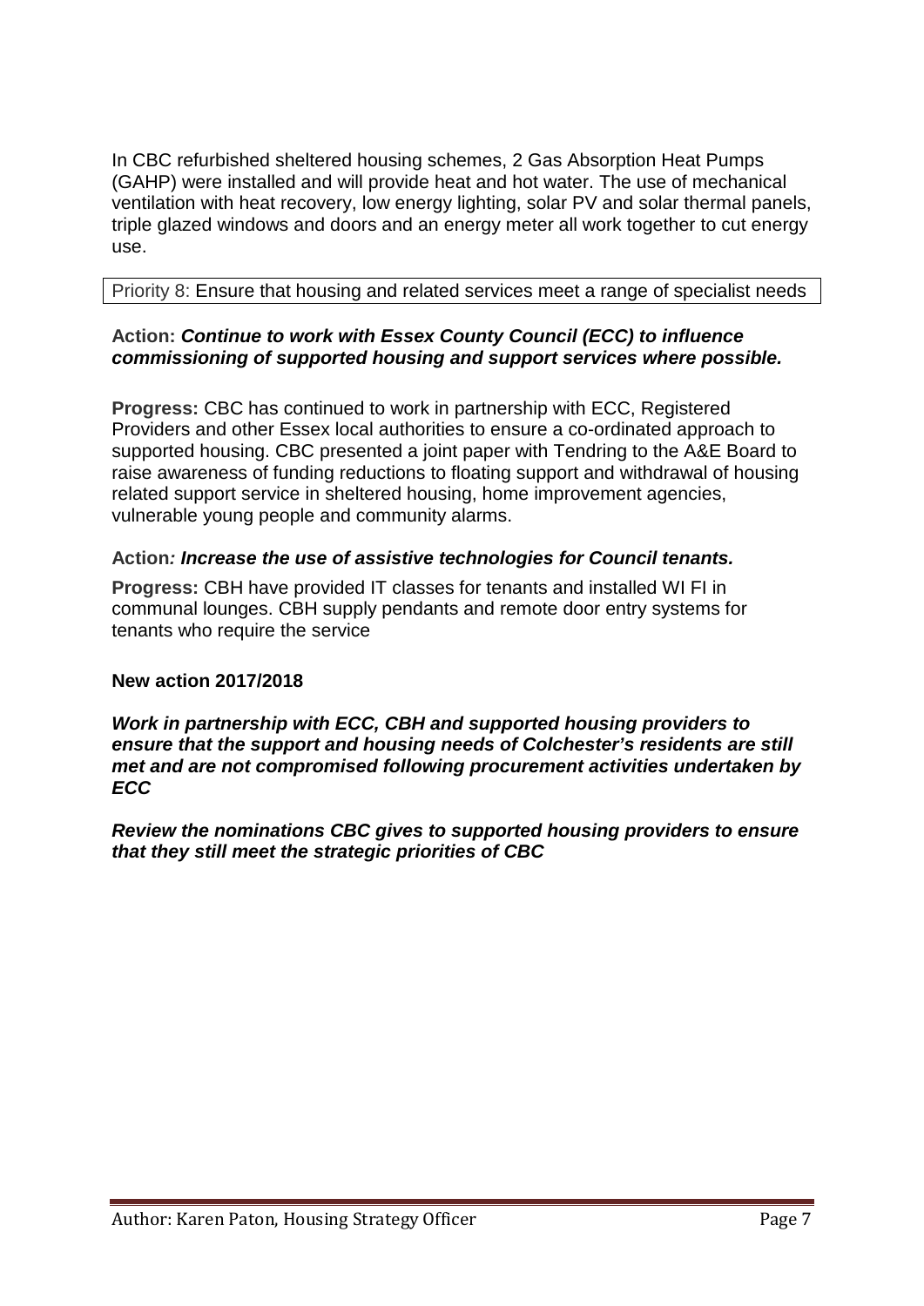In CBC refurbished sheltered housing schemes, 2 Gas Absorption Heat Pumps (GAHP) were installed and will provide heat and hot water. The use of mechanical ventilation with heat recovery, low energy lighting, solar PV and solar thermal panels, triple glazed windows and doors and an energy meter all work together to cut energy use.

Priority 8: Ensure that housing and related services meet a range of specialist needs

**Action:** ***Continue to work with Essex County Council (ECC) to influence commissioning of supported housing and support services where possible.***

**Progress:** CBC has continued to work in partnership with ECC, Registered Providers and other Essex local authorities to ensure a co-ordinated approach to supported housing. CBC presented a joint paper with Tendring to the A&E Board to raise awareness of funding reductions to floating support and withdrawal of housing related support service in sheltered housing, home improvement agencies, vulnerable young people and community alarms.

**Action*****: Increase the use of assistive technologies for Council tenants.***

**Progress:** CBH have provided IT classes for tenants and installed WI FI in communal lounges. CBH supply pendants and remote door entry systems for tenants who require the service

**New action 2017/2018**

***Work in partnership with ECC, CBH and supported housing providers to ensure that the support and housing needs of Colchester's residents are still met and are not compromised following procurement activities undertaken by ECC***

***Review the nominations CBC gives to supported housing providers to ensure that they still meet the strategic priorities of CBC***